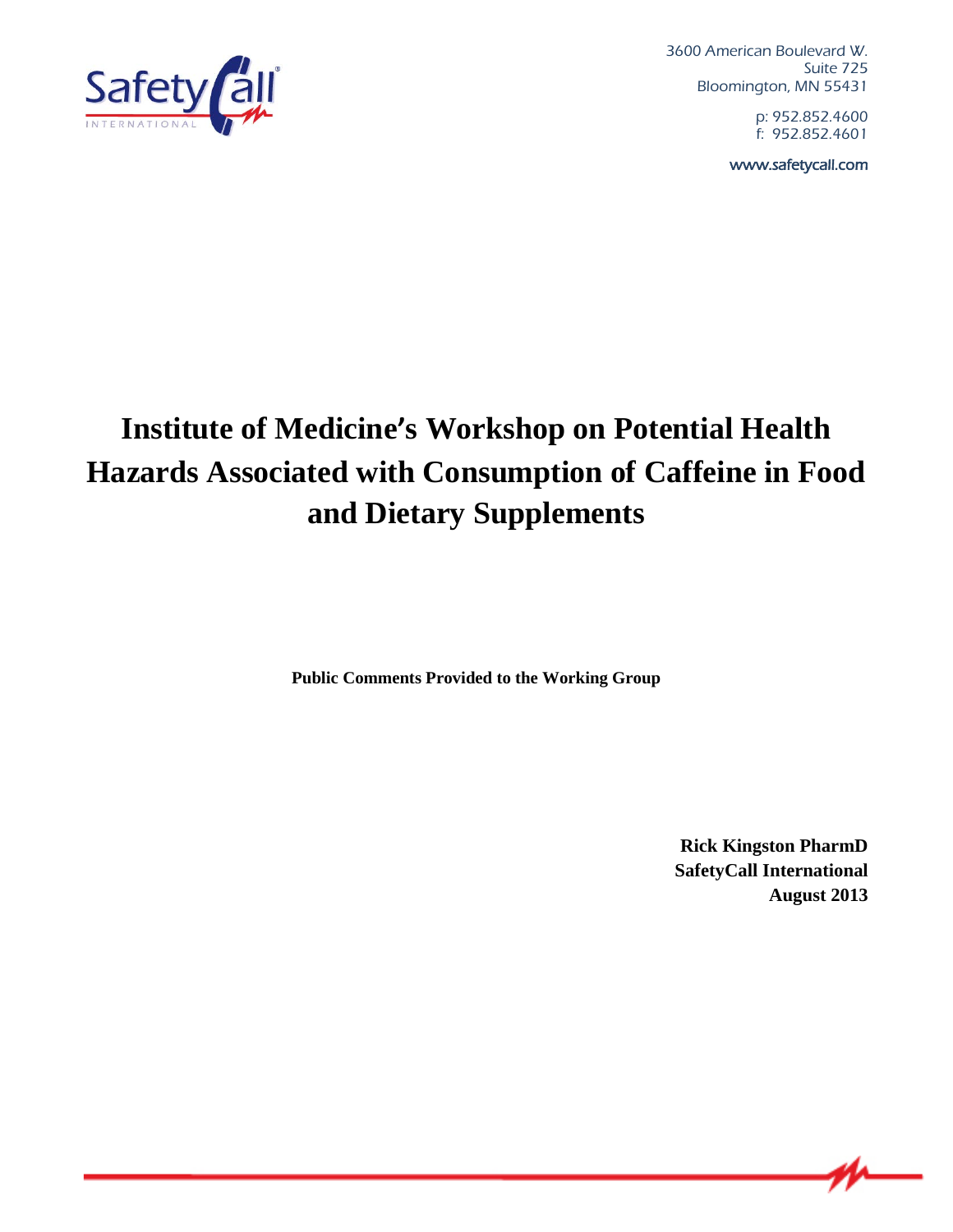Safety Call INTERNATIONAL

3600 American Boulevard W.
Suite 725
Bloomington, MN 55431

p: 952.852.4600
f: 952.852.4601

www.safetycall.com

# Institute of Medicine's Workshop on Potential Health Hazards Associated with Consumption of Caffeine in Food and Dietary Supplements

**Public Comments Provided to the Working Group**

**Rick Kingston PharmD**
**SafetyCall International**
**August 2013**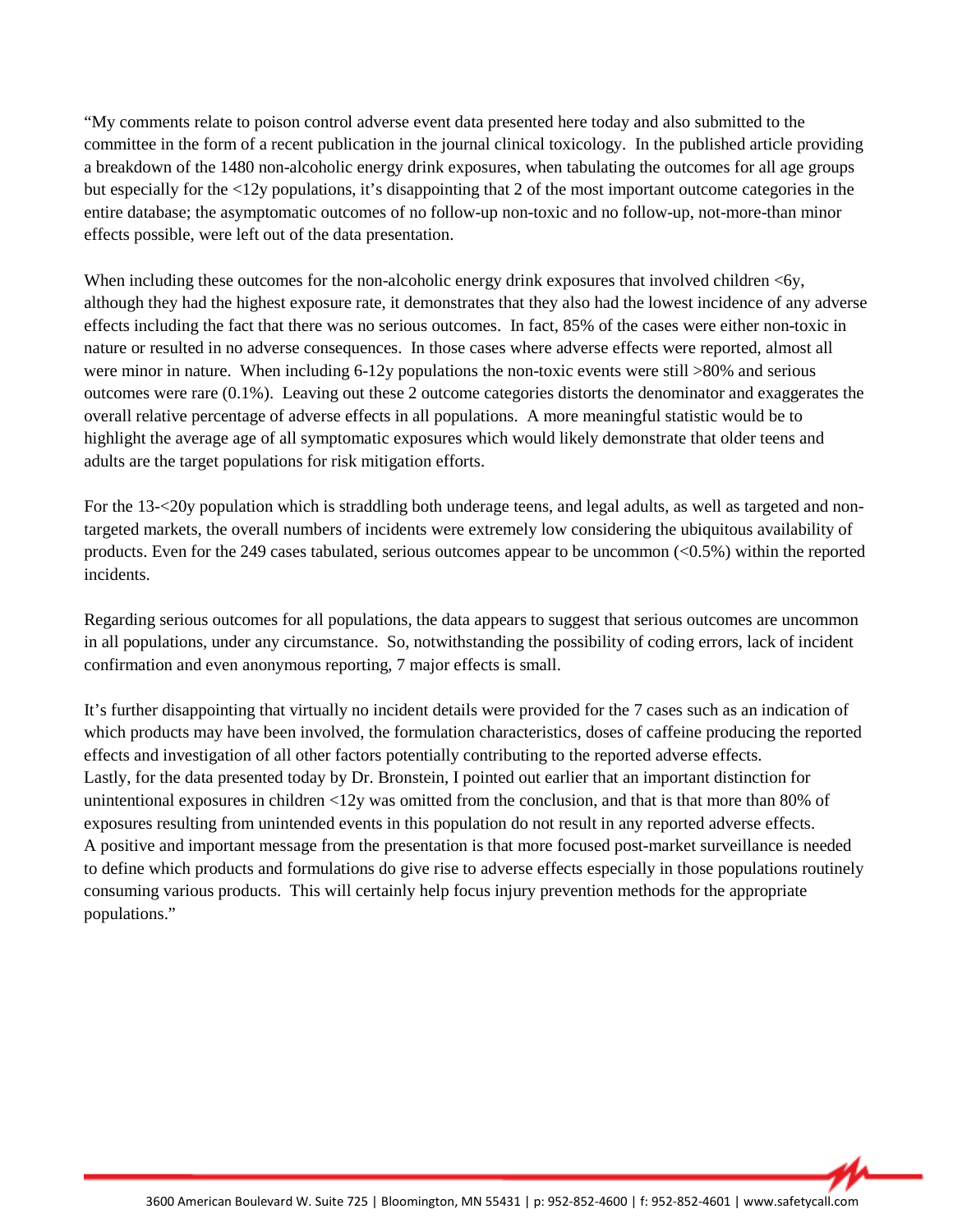"My comments relate to poison control adverse event data presented here today and also submitted to the committee in the form of a recent publication in the journal clinical toxicology. In the published article providing a breakdown of the 1480 non-alcoholic energy drink exposures, when tabulating the outcomes for all age groups but especially for the <12y populations, it's disappointing that 2 of the most important outcome categories in the entire database; the asymptomatic outcomes of no follow-up non-toxic and no follow-up, not-more-than minor effects possible, were left out of the data presentation.

When including these outcomes for the non-alcoholic energy drink exposures that involved children <6y, although they had the highest exposure rate, it demonstrates that they also had the lowest incidence of any adverse effects including the fact that there was no serious outcomes. In fact, 85% of the cases were either non-toxic in nature or resulted in no adverse consequences. In those cases where adverse effects were reported, almost all were minor in nature. When including 6-12y populations the non-toxic events were still >80% and serious outcomes were rare (0.1%). Leaving out these 2 outcome categories distorts the denominator and exaggerates the overall relative percentage of adverse effects in all populations. A more meaningful statistic would be to highlight the average age of all symptomatic exposures which would likely demonstrate that older teens and adults are the target populations for risk mitigation efforts.

For the 13-<20y population which is straddling both underage teens, and legal adults, as well as targeted and non-targeted markets, the overall numbers of incidents were extremely low considering the ubiquitous availability of products. Even for the 249 cases tabulated, serious outcomes appear to be uncommon (<0.5%) within the reported incidents.

Regarding serious outcomes for all populations, the data appears to suggest that serious outcomes are uncommon in all populations, under any circumstance. So, notwithstanding the possibility of coding errors, lack of incident confirmation and even anonymous reporting, 7 major effects is small.

It's further disappointing that virtually no incident details were provided for the 7 cases such as an indication of which products may have been involved, the formulation characteristics, doses of caffeine producing the reported effects and investigation of all other factors potentially contributing to the reported adverse effects.
Lastly, for the data presented today by Dr. Bronstein, I pointed out earlier that an important distinction for unintentional exposures in children <12y was omitted from the conclusion, and that is that more than 80% of exposures resulting from unintended events in this population do not result in any reported adverse effects.
A positive and important message from the presentation is that more focused post-market surveillance is needed to define which products and formulations do give rise to adverse effects especially in those populations routinely consuming various products. This will certainly help focus injury prevention methods for the appropriate populations."